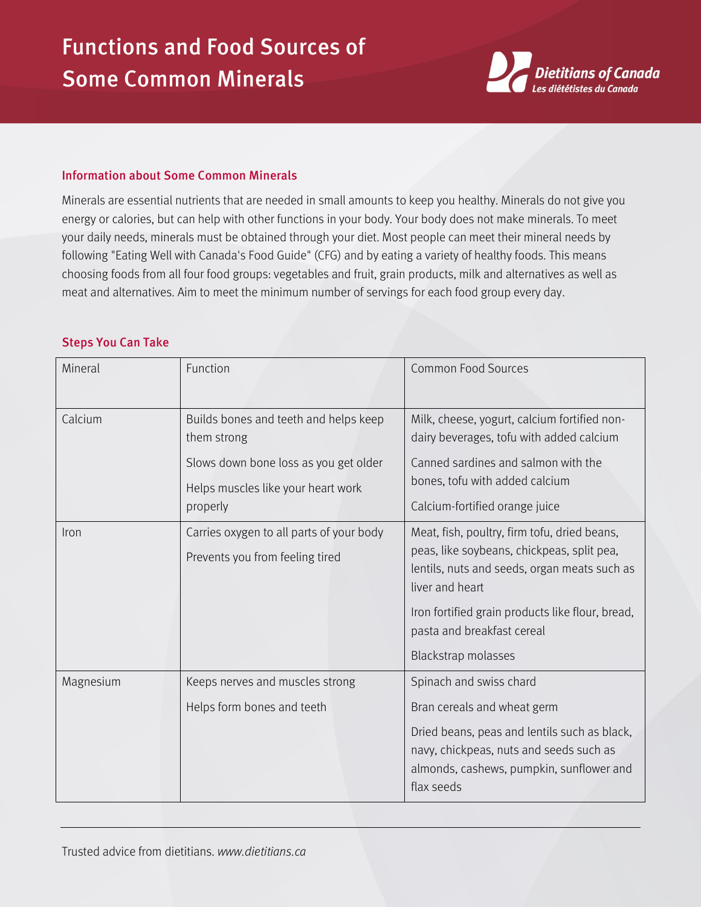# Functions and Food Sources of Some Common Minerals

Dietitians of Canada
*Les diététistes du Canada*

## Information about Some Common Minerals

Minerals are essential nutrients that are needed in small amounts to keep you healthy. Minerals do not give you energy or calories, but can help with other functions in your body. Your body does not make minerals. To meet your daily needs, minerals must be obtained through your diet. Most people can meet their mineral needs by following "Eating Well with Canada's Food Guide" (CFG) and by eating a variety of healthy foods. This means choosing foods from all four food groups: vegetables and fruit, grain products, milk and alternatives as well as meat and alternatives. Aim to meet the minimum number of servings for each food group every day.

## Steps You Can Take

| Mineral | Function | Common Food Sources |
|---|---|---|
| Calcium | Builds bones and teeth and helps keep them strong<br>Slows down bone loss as you get older<br>Helps muscles like your heart work properly | Milk, cheese, yogurt, calcium fortified non-dairy beverages, tofu with added calcium<br>Canned sardines and salmon with the bones, tofu with added calcium<br>Calcium-fortified orange juice |
| Iron | Carries oxygen to all parts of your body<br>Prevents you from feeling tired | Meat, fish, poultry, firm tofu, dried beans, peas, like soybeans, chickpeas, split pea, lentils, nuts and seeds, organ meats such as liver and heart<br>Iron fortified grain products like flour, bread, pasta and breakfast cereal<br>Blackstrap molasses |
| Magnesium | Keeps nerves and muscles strong<br>Helps form bones and teeth | Spinach and swiss chard<br>Bran cereals and wheat germ<br>Dried beans, peas and lentils such as black, navy, chickpeas, nuts and seeds such as almonds, cashews, pumpkin, sunflower and flax seeds |

Trusted advice from dietitians. *www.dietitians.ca*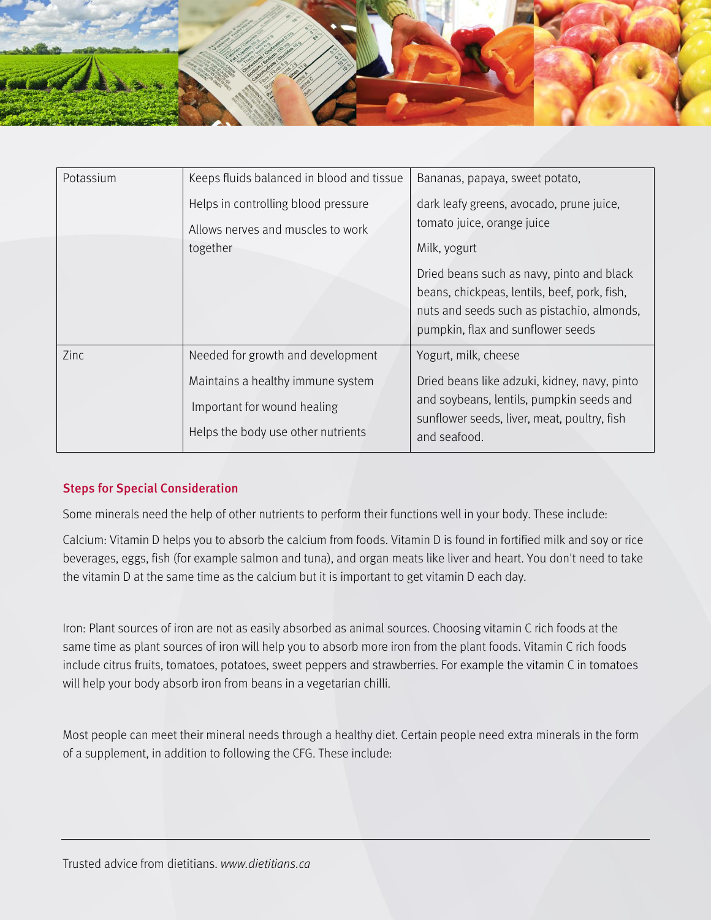| Potassium | Keeps fluids balanced in blood and tissue<br>Helps in controlling blood pressure<br>Allows nerves and muscles to work together | Bananas, papaya, sweet potato,<br>dark leafy greens, avocado, prune juice, tomato juice, orange juice<br>Milk, yogurt<br>Dried beans such as navy, pinto and black beans, chickpeas, lentils, beef, pork, fish, nuts and seeds such as pistachio, almonds, pumpkin, flax and sunflower seeds |
|---|---|---|
| Zinc | Needed for growth and development<br>Maintains a healthy immune system<br>Important for wound healing<br>Helps the body use other nutrients | Yogurt, milk, cheese<br>Dried beans like adzuki, kidney, navy, pinto and soybeans, lentils, pumpkin seeds and sunflower seeds, liver, meat, poultry, fish and seafood. |

### Steps for Special Consideration

Some minerals need the help of other nutrients to perform their functions well in your body. These include:

Calcium: Vitamin D helps you to absorb the calcium from foods. Vitamin D is found in fortified milk and soy or rice beverages, eggs, fish (for example salmon and tuna), and organ meats like liver and heart. You don't need to take the vitamin D at the same time as the calcium but it is important to get vitamin D each day.

Iron: Plant sources of iron are not as easily absorbed as animal sources. Choosing vitamin C rich foods at the same time as plant sources of iron will help you to absorb more iron from the plant foods. Vitamin C rich foods include citrus fruits, tomatoes, potatoes, sweet peppers and strawberries. For example the vitamin C in tomatoes will help your body absorb iron from beans in a vegetarian chilli.

Most people can meet their mineral needs through a healthy diet. Certain people need extra minerals in the form of a supplement, in addition to following the CFG. These include: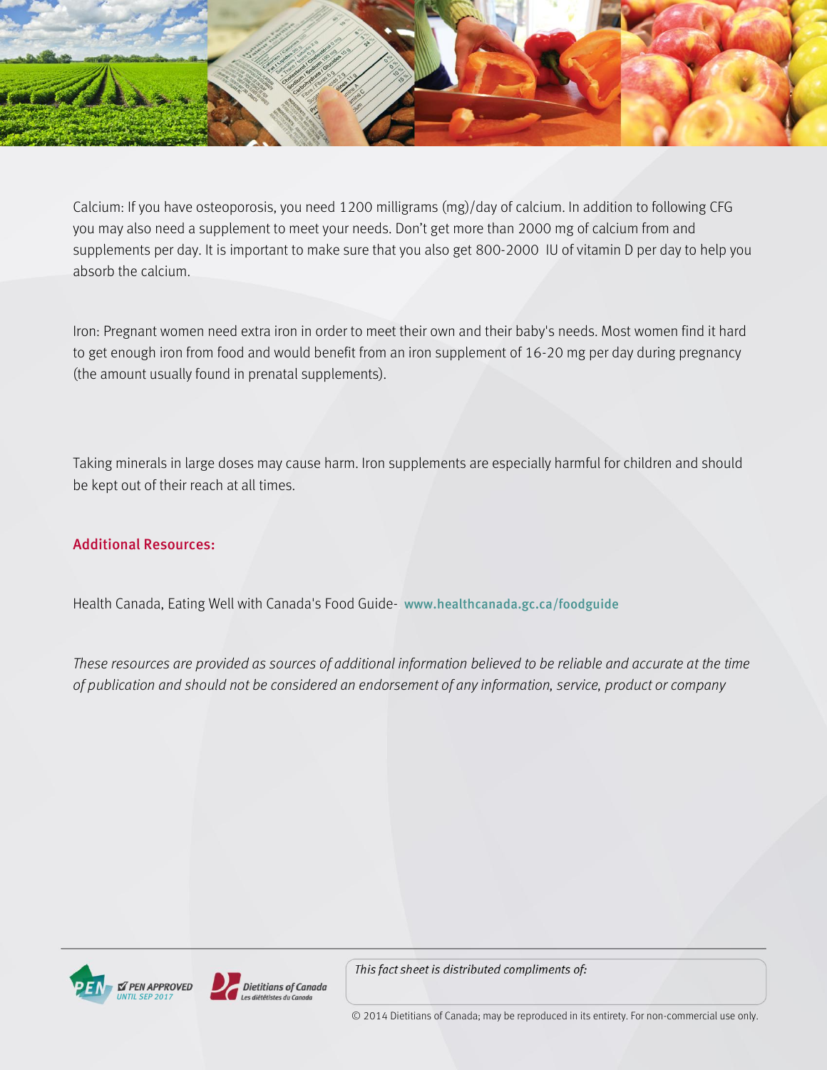Calcium: If you have osteoporosis, you need 1200 milligrams (mg)/day of calcium. In addition to following CFG you may also need a supplement to meet your needs. Don't get more than 2000 mg of calcium from and supplements per day. It is important to make sure that you also get 800-2000 IU of vitamin D per day to help you absorb the calcium.

Iron: Pregnant women need extra iron in order to meet their own and their baby's needs. Most women find it hard to get enough iron from food and would benefit from an iron supplement of 16-20 mg per day during pregnancy (the amount usually found in prenatal supplements).

Taking minerals in large doses may cause harm. Iron supplements are especially harmful for children and should be kept out of their reach at all times.

## Additional Resources:

Health Canada, Eating Well with Canada's Food Guide- www.healthcanada.gc.ca/foodguide

*These resources are provided as sources of additional information believed to be reliable and accurate at the time of publication and should not be considered an endorsement of any information, service, product or company*

PEN APPROVED UNTIL SEP 2017

Dietitians of Canada
Les diététistes du Canada

*This fact sheet is distributed compliments of:*

© 2014 Dietitians of Canada; may be reproduced in its entirety. For non-commercial use only.